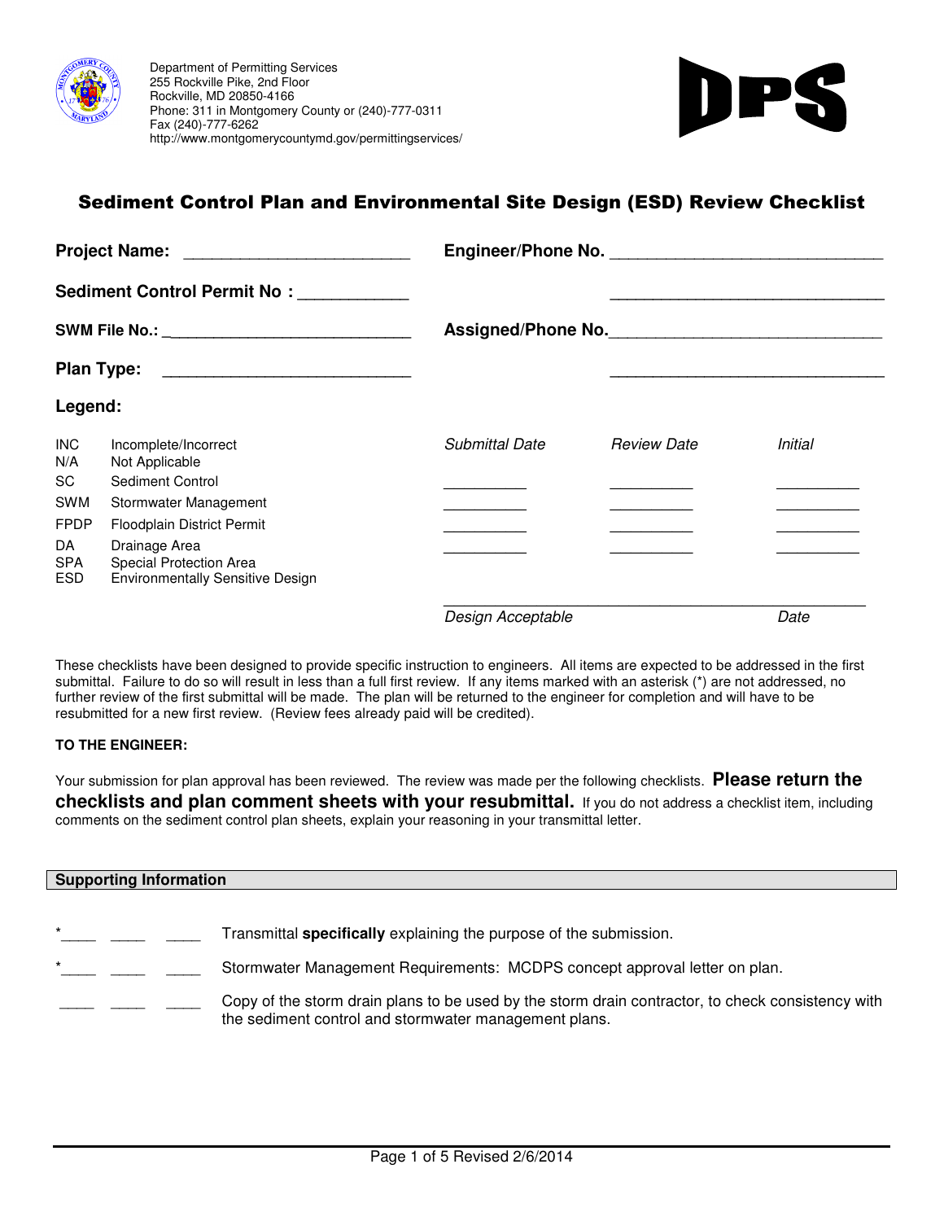Department of Permitting Services
255 Rockville Pike, 2nd Floor
Rockville, MD 20850-4166
Phone: 311 in Montgomery County or (240)-777-0311
Fax (240)-777-6262
http://www.montgomerycountymd.gov/permittingservices/

**DPS**

# Sediment Control Plan and Environmental Site Design (ESD) Review Checklist

**Project Name:** ________________________

**Engineer/Phone No.** ______________________________

**Sediment Control Permit No :** ____________

______________________________

**SWM File No.:** ____________________________

**Assigned/Phone No.**______________________________

**Plan Type:** ___________________________

______________________________

**Legend:**

| | |
|---|---|
| INC | Incomplete/Incorrect |
| N/A | Not Applicable |
| SC | Sediment Control |
| SWM | Stormwater Management |
| FPDP | Floodplain District Permit |
| DA | Drainage Area |
| SPA | Special Protection Area |
| ESD | Environmentally Sensitive Design |

| *Submittal Date* | *Review Date* | *Initial* |
|---|---|---|
| __________ | __________ | __________ |
| __________ | __________ | __________ |
| __________ | __________ | __________ |
| __________ | __________ | __________ |

_______________________________________________

*Design Acceptable* *Date*

These checklists have been designed to provide specific instruction to engineers. All items are expected to be addressed in the first submittal. Failure to do so will result in less than a full first review. If any items marked with an asterisk (*) are not addressed, no further review of the first submittal will be made. The plan will be returned to the engineer for completion and will have to be resubmitted for a new first review. (Review fees already paid will be credited).

**TO THE ENGINEER:**

Your submission for plan approval has been reviewed. The review was made per the following checklists. **Please return the checklists and plan comment sheets with your resubmittal.** If you do not address a checklist item, including comments on the sediment control plan sheets, explain your reasoning in your transmittal letter.

## Supporting Information

*____ ____ ____ Transmittal **specifically** explaining the purpose of the submission.

*____ ____ ____ Stormwater Management Requirements: MCDPS concept approval letter on plan.

____ ____ ____ Copy of the storm drain plans to be used by the storm drain contractor, to check consistency with the sediment control and stormwater management plans.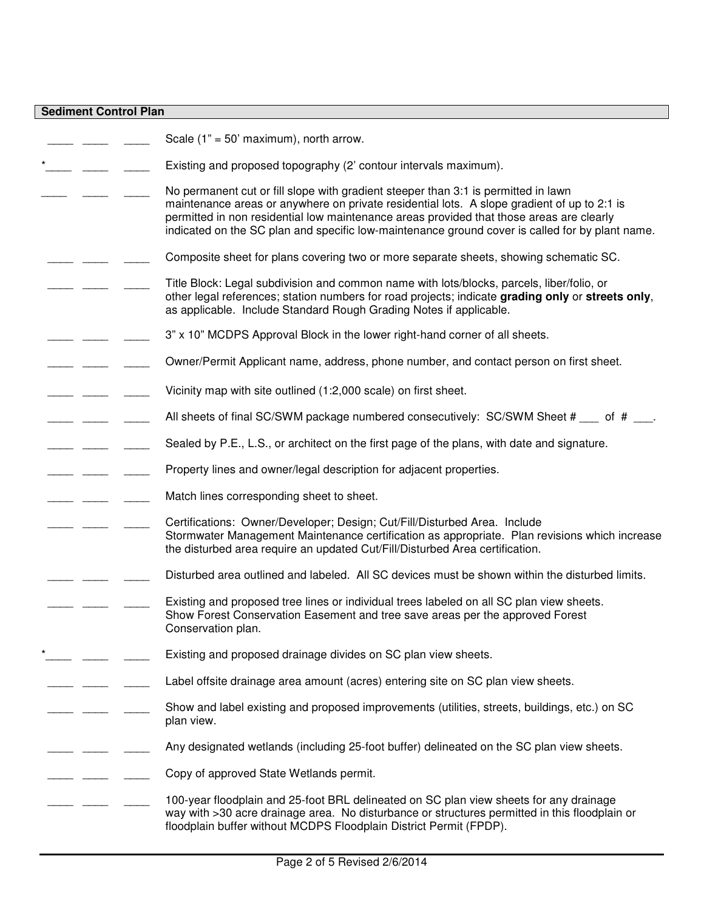**Sediment Control Plan**

____ ____ ____ Scale (1" = 50' maximum), north arrow.

*____ ____ ____ Existing and proposed topography (2' contour intervals maximum).

____ ____ ____ No permanent cut or fill slope with gradient steeper than 3:1 is permitted in lawn maintenance areas or anywhere on private residential lots. A slope gradient of up to 2:1 is permitted in non residential low maintenance areas provided that those areas are clearly indicated on the SC plan and specific low-maintenance ground cover is called for by plant name.

____ ____ ____ Composite sheet for plans covering two or more separate sheets, showing schematic SC.

____ ____ ____ Title Block: Legal subdivision and common name with lots/blocks, parcels, liber/folio, or other legal references; station numbers for road projects; indicate **grading only** or **streets only**, as applicable. Include Standard Rough Grading Notes if applicable.

____ ____ ____ 3" x 10" MCDPS Approval Block in the lower right-hand corner of all sheets.

____ ____ ____ Owner/Permit Applicant name, address, phone number, and contact person on first sheet.

____ ____ ____ Vicinity map with site outlined (1:2,000 scale) on first sheet.

____ ____ ____ All sheets of final SC/SWM package numbered consecutively: SC/SWM Sheet # ___ of # ___.

____ ____ ____ Sealed by P.E., L.S., or architect on the first page of the plans, with date and signature.

____ ____ ____ Property lines and owner/legal description for adjacent properties.

____ ____ ____ Match lines corresponding sheet to sheet.

____ ____ ____ Certifications: Owner/Developer; Design; Cut/Fill/Disturbed Area. Include Stormwater Management Maintenance certification as appropriate. Plan revisions which increase the disturbed area require an updated Cut/Fill/Disturbed Area certification.

____ ____ ____ Disturbed area outlined and labeled. All SC devices must be shown within the disturbed limits.

____ ____ ____ Existing and proposed tree lines or individual trees labeled on all SC plan view sheets. Show Forest Conservation Easement and tree save areas per the approved Forest Conservation plan.

*____ ____ ____ Existing and proposed drainage divides on SC plan view sheets.

____ ____ ____ Label offsite drainage area amount (acres) entering site on SC plan view sheets.

____ ____ ____ Show and label existing and proposed improvements (utilities, streets, buildings, etc.) on SC plan view.

____ ____ ____ Any designated wetlands (including 25-foot buffer) delineated on the SC plan view sheets.

____ ____ ____ Copy of approved State Wetlands permit.

____ ____ ____ 100-year floodplain and 25-foot BRL delineated on SC plan view sheets for any drainage way with >30 acre drainage area. No disturbance or structures permitted in this floodplain or floodplain buffer without MCDPS Floodplain District Permit (FPDP).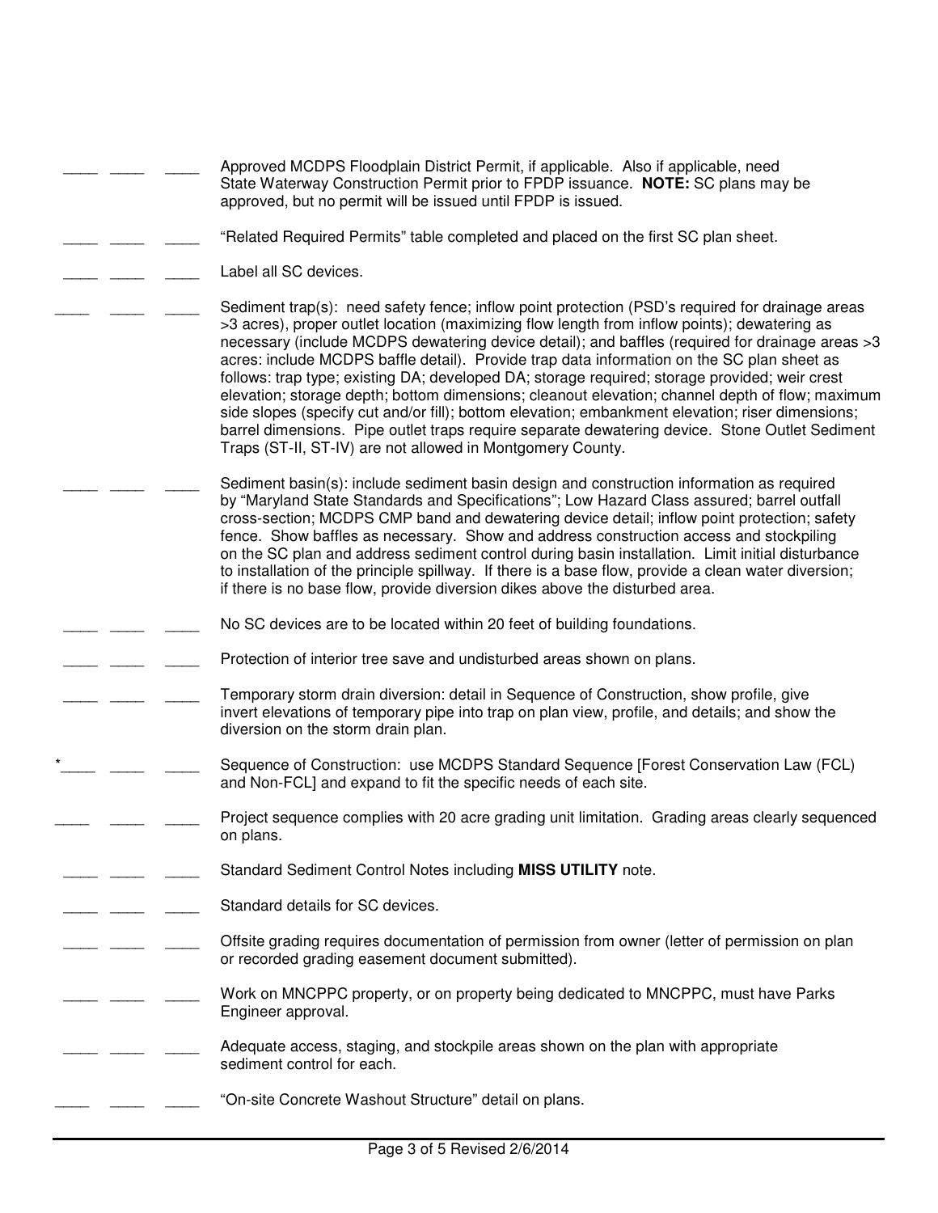____ ____ ____ Approved MCDPS Floodplain District Permit, if applicable. Also if applicable, need State Waterway Construction Permit prior to FPDP issuance. **NOTE:** SC plans may be approved, but no permit will be issued until FPDP is issued.

____ ____ ____ "Related Required Permits" table completed and placed on the first SC plan sheet.

____ ____ ____ Label all SC devices.

____ ____ ____ Sediment trap(s): need safety fence; inflow point protection (PSD's required for drainage areas >3 acres), proper outlet location (maximizing flow length from inflow points); dewatering as necessary (include MCDPS dewatering device detail); and baffles (required for drainage areas >3 acres: include MCDPS baffle detail). Provide trap data information on the SC plan sheet as follows: trap type; existing DA; developed DA; storage required; storage provided; weir crest elevation; storage depth; bottom dimensions; cleanout elevation; channel depth of flow; maximum side slopes (specify cut and/or fill); bottom elevation; embankment elevation; riser dimensions; barrel dimensions. Pipe outlet traps require separate dewatering device. Stone Outlet Sediment Traps (ST-II, ST-IV) are not allowed in Montgomery County.

____ ____ ____ Sediment basin(s): include sediment basin design and construction information as required by "Maryland State Standards and Specifications"; Low Hazard Class assured; barrel outfall cross-section; MCDPS CMP band and dewatering device detail; inflow point protection; safety fence. Show baffles as necessary. Show and address construction access and stockpiling on the SC plan and address sediment control during basin installation. Limit initial disturbance to installation of the principle spillway. If there is a base flow, provide a clean water diversion; if there is no base flow, provide diversion dikes above the disturbed area.

____ ____ ____ No SC devices are to be located within 20 feet of building foundations.

____ ____ ____ Protection of interior tree save and undisturbed areas shown on plans.

____ ____ ____ Temporary storm drain diversion: detail in Sequence of Construction, show profile, give invert elevations of temporary pipe into trap on plan view, profile, and details; and show the diversion on the storm drain plan.

*____ ____ ____ Sequence of Construction: use MCDPS Standard Sequence [Forest Conservation Law (FCL) and Non-FCL] and expand to fit the specific needs of each site.

____ ____ ____ Project sequence complies with 20 acre grading unit limitation. Grading areas clearly sequenced on plans.

____ ____ ____ Standard Sediment Control Notes including **MISS UTILITY** note.

____ ____ ____ Standard details for SC devices.

____ ____ ____ Offsite grading requires documentation of permission from owner (letter of permission on plan or recorded grading easement document submitted).

____ ____ ____ Work on MNCPPC property, or on property being dedicated to MNCPPC, must have Parks Engineer approval.

____ ____ ____ Adequate access, staging, and stockpile areas shown on the plan with appropriate sediment control for each.

____ ____ ____ "On-site Concrete Washout Structure" detail on plans.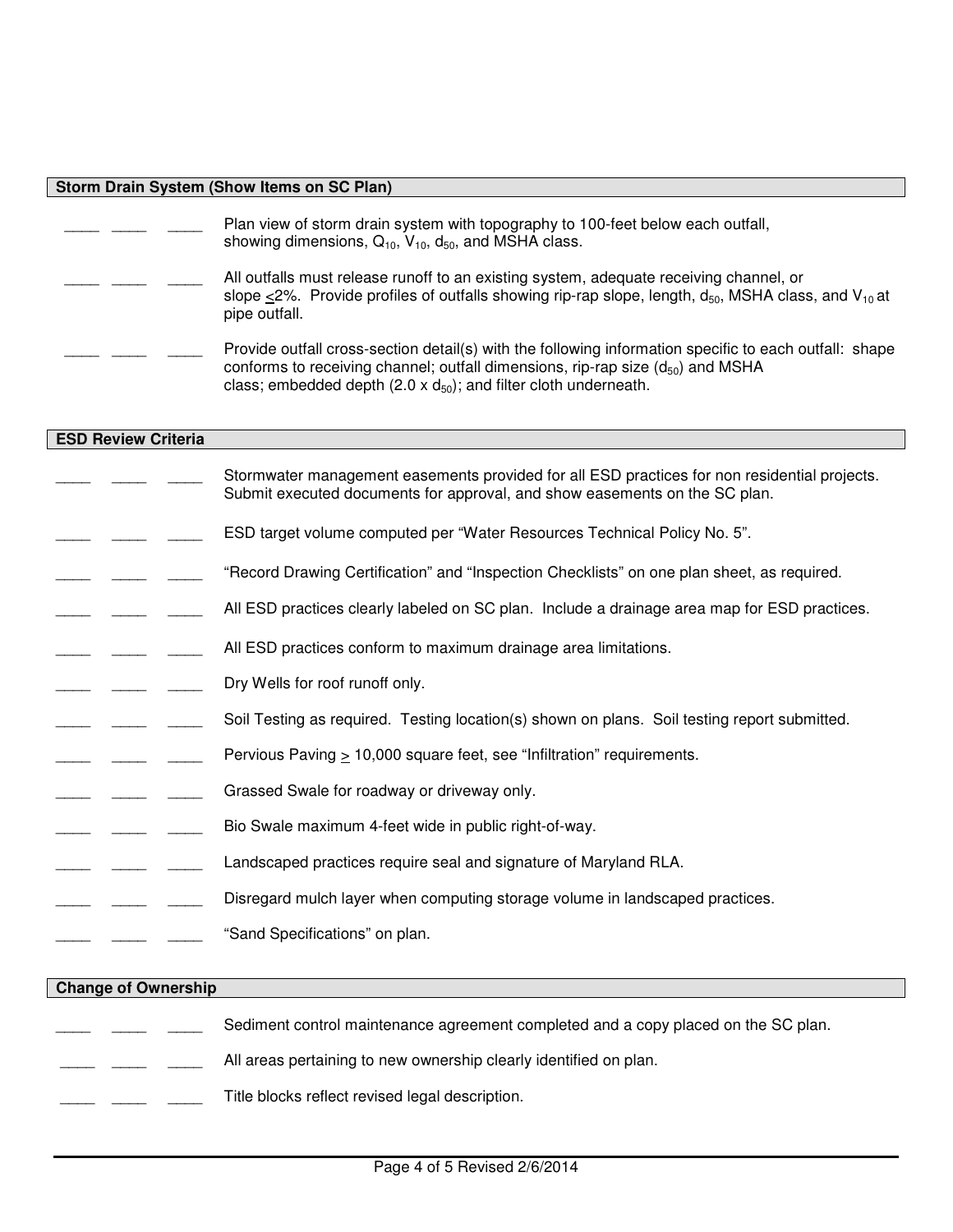## Storm Drain System (Show Items on SC Plan)

____ ____ ____ Plan view of storm drain system with topography to 100-feet below each outfall, showing dimensions, $Q_{10}$, $V_{10}$, $d_{50}$, and MSHA class.

____ ____ ____ All outfalls must release runoff to an existing system, adequate receiving channel, or slope $\leq$2%. Provide profiles of outfalls showing rip-rap slope, length, $d_{50}$, MSHA class, and $V_{10}$ at pipe outfall.

____ ____ ____ Provide outfall cross-section detail(s) with the following information specific to each outfall: shape conforms to receiving channel; outfall dimensions, rip-rap size ($d_{50}$) and MSHA class; embedded depth (2.0 x $d_{50}$); and filter cloth underneath.

## ESD Review Criteria

____ ____ ____ Stormwater management easements provided for all ESD practices for non residential projects. Submit executed documents for approval, and show easements on the SC plan.

____ ____ ____ ESD target volume computed per "Water Resources Technical Policy No. 5".

____ ____ ____ "Record Drawing Certification" and "Inspection Checklists" on one plan sheet, as required.

____ ____ ____ All ESD practices clearly labeled on SC plan. Include a drainage area map for ESD practices.

____ ____ ____ All ESD practices conform to maximum drainage area limitations.

____ ____ ____ Dry Wells for roof runoff only.

____ ____ ____ Soil Testing as required. Testing location(s) shown on plans. Soil testing report submitted.

____ ____ ____ Pervious Paving $\geq$ 10,000 square feet, see "Infiltration" requirements.

____ ____ ____ Grassed Swale for roadway or driveway only.

____ ____ ____ Bio Swale maximum 4-feet wide in public right-of-way.

____ ____ ____ Landscaped practices require seal and signature of Maryland RLA.

____ ____ ____ Disregard mulch layer when computing storage volume in landscaped practices.

____ ____ ____ "Sand Specifications" on plan.

## Change of Ownership

____ ____ ____ Sediment control maintenance agreement completed and a copy placed on the SC plan.

____ ____ ____ All areas pertaining to new ownership clearly identified on plan.

____ ____ ____ Title blocks reflect revised legal description.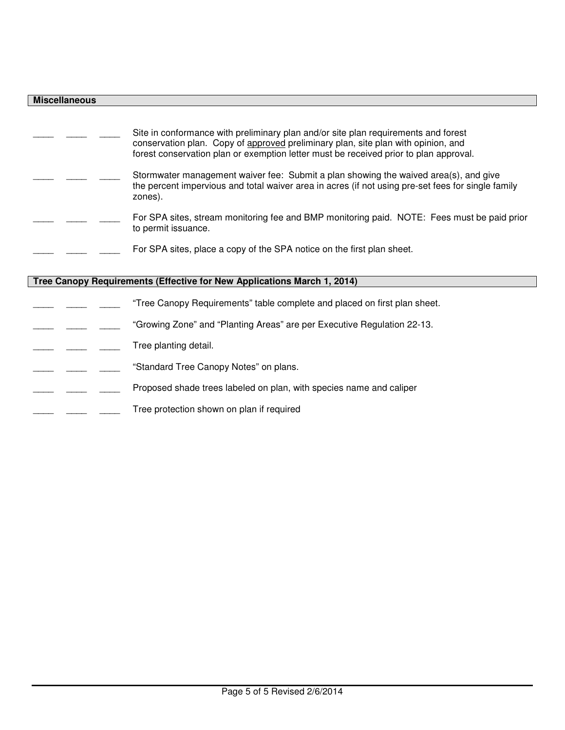## Miscellaneous

____ ____ ____ Site in conformance with preliminary plan and/or site plan requirements and forest conservation plan. Copy of approved preliminary plan, site plan with opinion, and forest conservation plan or exemption letter must be received prior to plan approval.

____ ____ ____ Stormwater management waiver fee: Submit a plan showing the waived area(s), and give the percent impervious and total waiver area in acres (if not using pre-set fees for single family zones).

____ ____ ____ For SPA sites, stream monitoring fee and BMP monitoring paid. NOTE: Fees must be paid prior to permit issuance.

____ ____ ____ For SPA sites, place a copy of the SPA notice on the first plan sheet.

## Tree Canopy Requirements (Effective for New Applications March 1, 2014)

____ ____ ____ "Tree Canopy Requirements" table complete and placed on first plan sheet.

____ ____ ____ "Growing Zone" and "Planting Areas" are per Executive Regulation 22-13.

____ ____ ____ Tree planting detail.

____ ____ ____ "Standard Tree Canopy Notes" on plans.

____ ____ ____ Proposed shade trees labeled on plan, with species name and caliper

____ ____ ____ Tree protection shown on plan if required